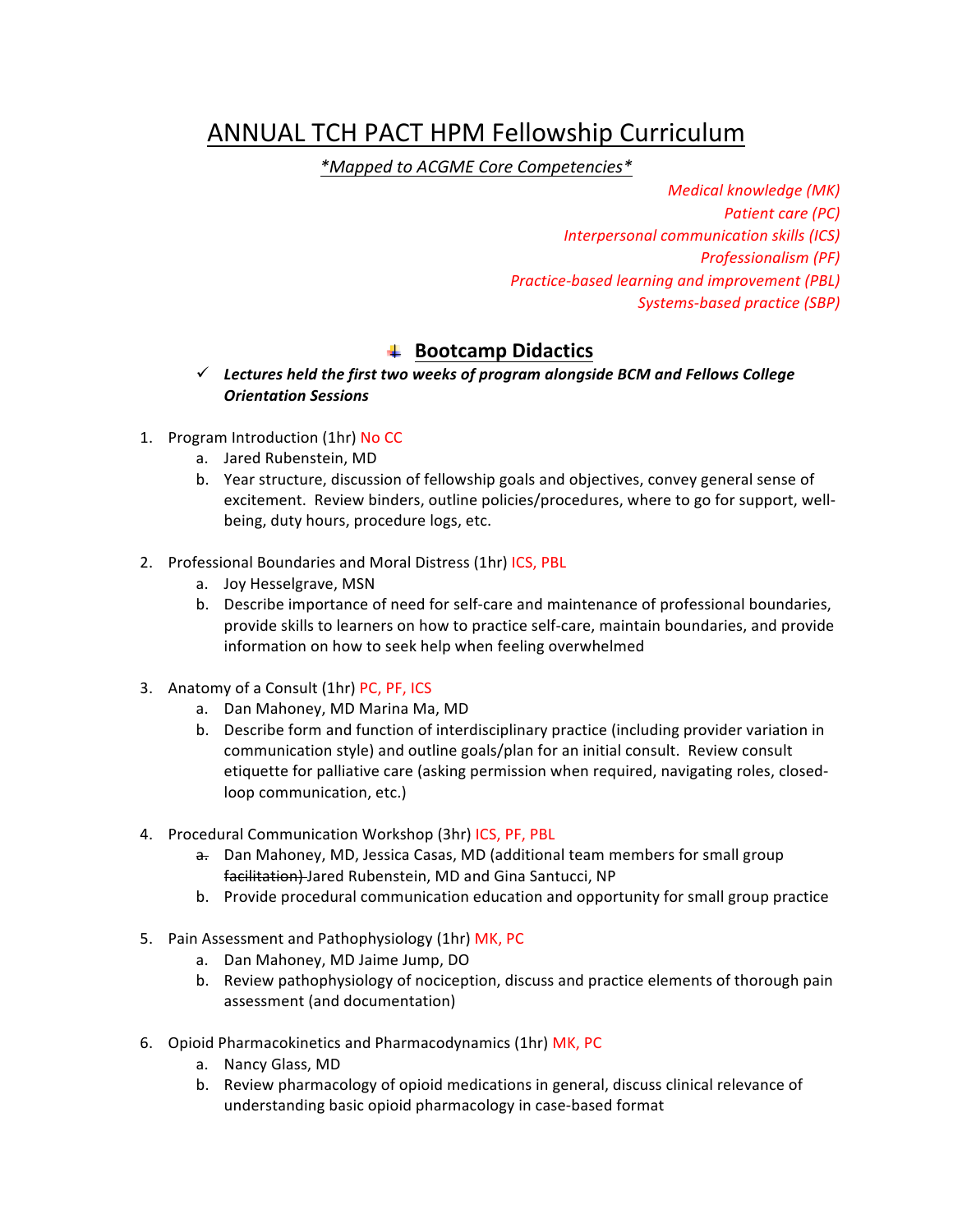# ANNUAL TCH PACT HPM Fellowship Curriculum

*\*Mapped to ACGME Core Competencies\**

*Medical knowledge (MK)*
*Patient care (PC)*
*Interpersonal communication skills (ICS)*
*Professionalism (PF)*
*Practice-based learning and improvement (PBL)*
*Systems-based practice (SBP)*

## Bootcamp Didactics

✓ ***Lectures held the first two weeks of program alongside BCM and Fellows College Orientation Sessions***

1. Program Introduction (1hr) No CC
   a. Jared Rubenstein, MD
   b. Year structure, discussion of fellowship goals and objectives, convey general sense of excitement. Review binders, outline policies/procedures, where to go for support, well-being, duty hours, procedure logs, etc.

2. Professional Boundaries and Moral Distress (1hr) ICS, PBL
   a. Joy Hesselgrave, MSN
   b. Describe importance of need for self-care and maintenance of professional boundaries, provide skills to learners on how to practice self-care, maintain boundaries, and provide information on how to seek help when feeling overwhelmed

3. Anatomy of a Consult (1hr) PC, PF, ICS
   a. Dan Mahoney, MD Marina Ma, MD
   b. Describe form and function of interdisciplinary practice (including provider variation in communication style) and outline goals/plan for an initial consult. Review consult etiquette for palliative care (asking permission when required, navigating roles, closed-loop communication, etc.)

4. Procedural Communication Workshop (3hr) ICS, PF, PBL
   a. Dan Mahoney, MD, Jessica Casas, MD (additional team members for small group ~~facilitation)~~ Jared Rubenstein, MD and Gina Santucci, NP
   b. Provide procedural communication education and opportunity for small group practice

5. Pain Assessment and Pathophysiology (1hr) MK, PC
   a. Dan Mahoney, MD Jaime Jump, DO
   b. Review pathophysiology of nociception, discuss and practice elements of thorough pain assessment (and documentation)

6. Opioid Pharmacokinetics and Pharmacodynamics (1hr) MK, PC
   a. Nancy Glass, MD
   b. Review pharmacology of opioid medications in general, discuss clinical relevance of understanding basic opioid pharmacology in case-based format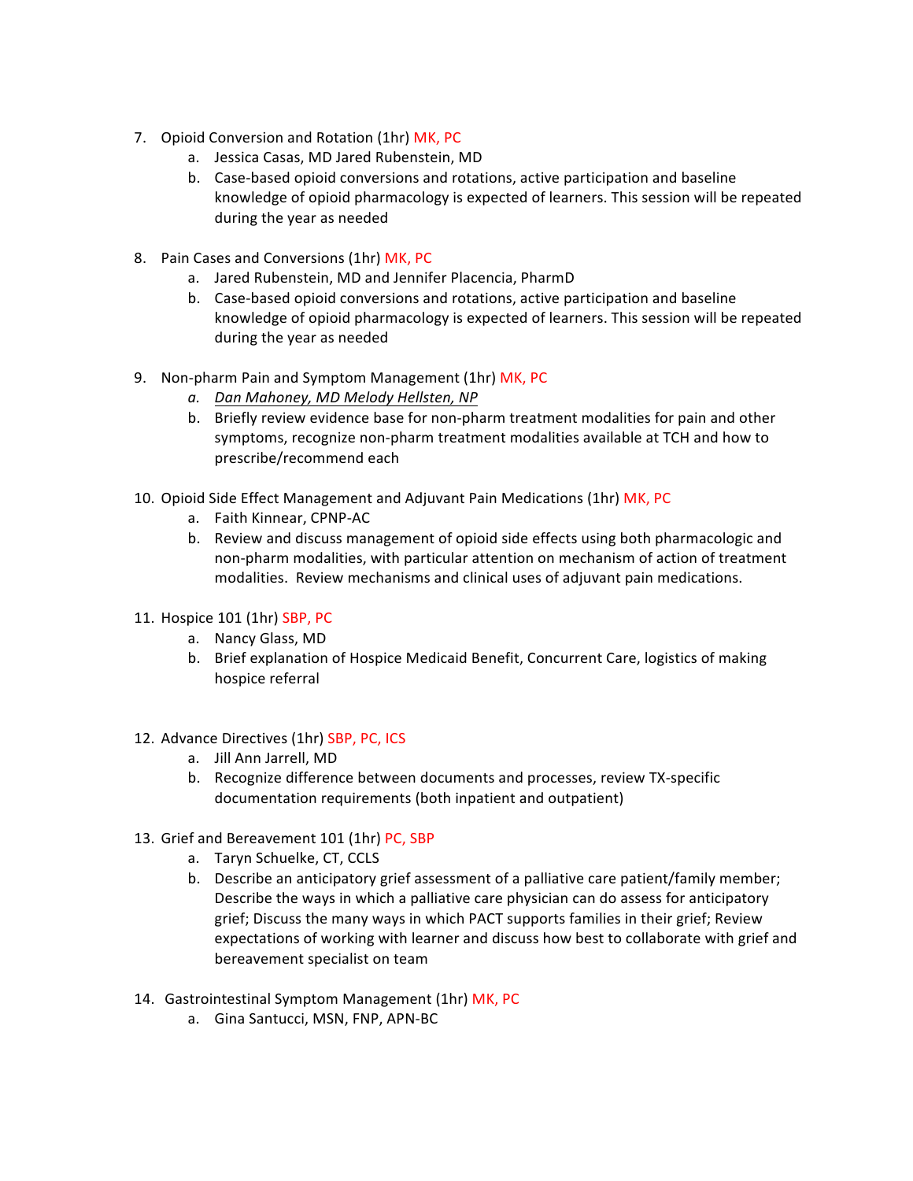7. Opioid Conversion and Rotation (1hr) MK, PC
    a. Jessica Casas, MD Jared Rubenstein, MD
    b. Case-based opioid conversions and rotations, active participation and baseline knowledge of opioid pharmacology is expected of learners. This session will be repeated during the year as needed

8. Pain Cases and Conversions (1hr) MK, PC
    a. Jared Rubenstein, MD and Jennifer Placencia, PharmD
    b. Case-based opioid conversions and rotations, active participation and baseline knowledge of opioid pharmacology is expected of learners. This session will be repeated during the year as needed

9. Non-pharm Pain and Symptom Management (1hr) MK, PC
    a. *Dan Mahoney, MD Melody Hellsten, NP*
    b. Briefly review evidence base for non-pharm treatment modalities for pain and other symptoms, recognize non-pharm treatment modalities available at TCH and how to prescribe/recommend each

10. Opioid Side Effect Management and Adjuvant Pain Medications (1hr) MK, PC
    a. Faith Kinnear, CPNP-AC
    b. Review and discuss management of opioid side effects using both pharmacologic and non-pharm modalities, with particular attention on mechanism of action of treatment modalities. Review mechanisms and clinical uses of adjuvant pain medications.

11. Hospice 101 (1hr) SBP, PC
    a. Nancy Glass, MD
    b. Brief explanation of Hospice Medicaid Benefit, Concurrent Care, logistics of making hospice referral

12. Advance Directives (1hr) SBP, PC, ICS
    a. Jill Ann Jarrell, MD
    b. Recognize difference between documents and processes, review TX-specific documentation requirements (both inpatient and outpatient)

13. Grief and Bereavement 101 (1hr) PC, SBP
    a. Taryn Schuelke, CT, CCLS
    b. Describe an anticipatory grief assessment of a palliative care patient/family member; Describe the ways in which a palliative care physician can do assess for anticipatory grief; Discuss the many ways in which PACT supports families in their grief; Review expectations of working with learner and discuss how best to collaborate with grief and bereavement specialist on team

14. Gastrointestinal Symptom Management (1hr) MK, PC
    a. Gina Santucci, MSN, FNP, APN-BC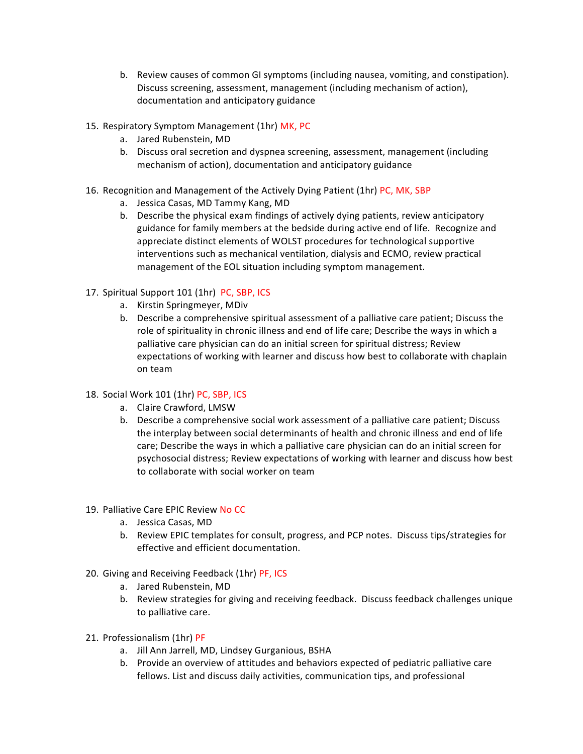b. Review causes of common GI symptoms (including nausea, vomiting, and constipation). Discuss screening, assessment, management (including mechanism of action), documentation and anticipatory guidance

15. Respiratory Symptom Management (1hr) MK, PC
    a. Jared Rubenstein, MD
    b. Discuss oral secretion and dyspnea screening, assessment, management (including mechanism of action), documentation and anticipatory guidance

16. Recognition and Management of the Actively Dying Patient (1hr) PC, MK, SBP
    a. Jessica Casas, MD Tammy Kang, MD
    b. Describe the physical exam findings of actively dying patients, review anticipatory guidance for family members at the bedside during active end of life. Recognize and appreciate distinct elements of WOLST procedures for technological supportive interventions such as mechanical ventilation, dialysis and ECMO, review practical management of the EOL situation including symptom management.

17. Spiritual Support 101 (1hr) PC, SBP, ICS
    a. Kirstin Springmeyer, MDiv
    b. Describe a comprehensive spiritual assessment of a palliative care patient; Discuss the role of spirituality in chronic illness and end of life care; Describe the ways in which a palliative care physician can do an initial screen for spiritual distress; Review expectations of working with learner and discuss how best to collaborate with chaplain on team

18. Social Work 101 (1hr) PC, SBP, ICS
    a. Claire Crawford, LMSW
    b. Describe a comprehensive social work assessment of a palliative care patient; Discuss the interplay between social determinants of health and chronic illness and end of life care; Describe the ways in which a palliative care physician can do an initial screen for psychosocial distress; Review expectations of working with learner and discuss how best to collaborate with social worker on team

19. Palliative Care EPIC Review No CC
    a. Jessica Casas, MD
    b. Review EPIC templates for consult, progress, and PCP notes. Discuss tips/strategies for effective and efficient documentation.

20. Giving and Receiving Feedback (1hr) PF, ICS
    a. Jared Rubenstein, MD
    b. Review strategies for giving and receiving feedback. Discuss feedback challenges unique to palliative care.

21. Professionalism (1hr) PF
    a. Jill Ann Jarrell, MD, Lindsey Gurganious, BSHA
    b. Provide an overview of attitudes and behaviors expected of pediatric palliative care fellows. List and discuss daily activities, communication tips, and professional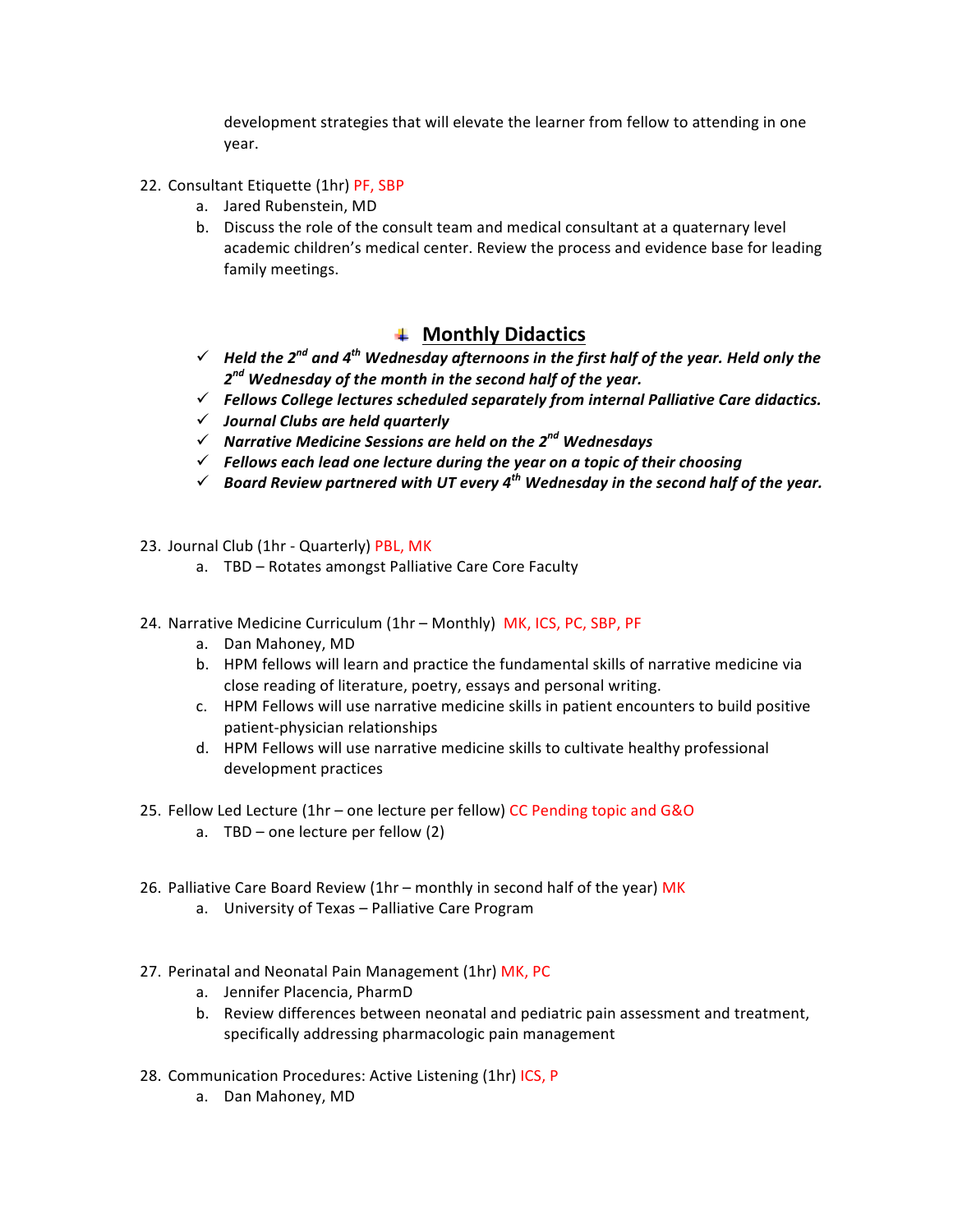development strategies that will elevate the learner from fellow to attending in one year.

22. Consultant Etiquette (1hr) PF, SBP
    a. Jared Rubenstein, MD
    b. Discuss the role of the consult team and medical consultant at a quaternary level academic children's medical center. Review the process and evidence base for leading family meetings.

## Monthly Didactics

- ✓ ***Held the 2nd and 4th Wednesday afternoons in the first half of the year. Held only the 2nd Wednesday of the month in the second half of the year.***
- ✓ ***Fellows College lectures scheduled separately from internal Palliative Care didactics.***
- ✓ ***Journal Clubs are held quarterly***
- ✓ ***Narrative Medicine Sessions are held on the 2nd Wednesdays***
- ✓ ***Fellows each lead one lecture during the year on a topic of their choosing***
- ✓ ***Board Review partnered with UT every 4th Wednesday in the second half of the year.***

23. Journal Club (1hr - Quarterly) PBL, MK
    a. TBD – Rotates amongst Palliative Care Core Faculty

24. Narrative Medicine Curriculum (1hr – Monthly) MK, ICS, PC, SBP, PF
    a. Dan Mahoney, MD
    b. HPM fellows will learn and practice the fundamental skills of narrative medicine via close reading of literature, poetry, essays and personal writing.
    c. HPM Fellows will use narrative medicine skills in patient encounters to build positive patient-physician relationships
    d. HPM Fellows will use narrative medicine skills to cultivate healthy professional development practices

25. Fellow Led Lecture (1hr – one lecture per fellow) CC Pending topic and G&O
    a. TBD – one lecture per fellow (2)

26. Palliative Care Board Review (1hr – monthly in second half of the year) MK
    a. University of Texas – Palliative Care Program

27. Perinatal and Neonatal Pain Management (1hr) MK, PC
    a. Jennifer Placencia, PharmD
    b. Review differences between neonatal and pediatric pain assessment and treatment, specifically addressing pharmacologic pain management

28. Communication Procedures: Active Listening (1hr) ICS, P
    a. Dan Mahoney, MD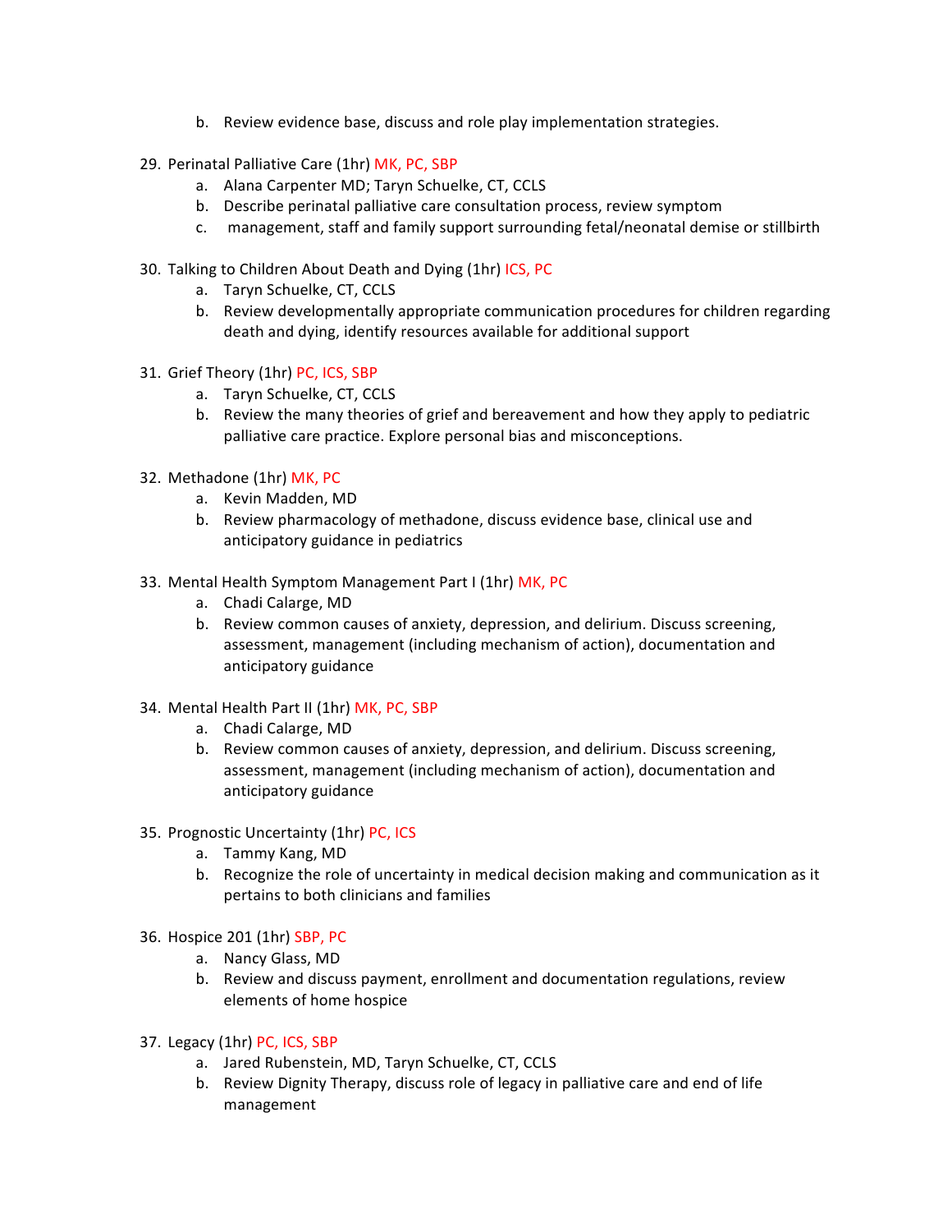b. Review evidence base, discuss and role play implementation strategies.

29. Perinatal Palliative Care (1hr) MK, PC, SBP
    a. Alana Carpenter MD; Taryn Schuelke, CT, CCLS
    b. Describe perinatal palliative care consultation process, review symptom
    c. management, staff and family support surrounding fetal/neonatal demise or stillbirth

30. Talking to Children About Death and Dying (1hr) ICS, PC
    a. Taryn Schuelke, CT, CCLS
    b. Review developmentally appropriate communication procedures for children regarding death and dying, identify resources available for additional support

31. Grief Theory (1hr) PC, ICS, SBP
    a. Taryn Schuelke, CT, CCLS
    b. Review the many theories of grief and bereavement and how they apply to pediatric palliative care practice. Explore personal bias and misconceptions.

32. Methadone (1hr) MK, PC
    a. Kevin Madden, MD
    b. Review pharmacology of methadone, discuss evidence base, clinical use and anticipatory guidance in pediatrics

33. Mental Health Symptom Management Part I (1hr) MK, PC
    a. Chadi Calarge, MD
    b. Review common causes of anxiety, depression, and delirium. Discuss screening, assessment, management (including mechanism of action), documentation and anticipatory guidance

34. Mental Health Part II (1hr) MK, PC, SBP
    a. Chadi Calarge, MD
    b. Review common causes of anxiety, depression, and delirium. Discuss screening, assessment, management (including mechanism of action), documentation and anticipatory guidance

35. Prognostic Uncertainty (1hr) PC, ICS
    a. Tammy Kang, MD
    b. Recognize the role of uncertainty in medical decision making and communication as it pertains to both clinicians and families

36. Hospice 201 (1hr) SBP, PC
    a. Nancy Glass, MD
    b. Review and discuss payment, enrollment and documentation regulations, review elements of home hospice

37. Legacy (1hr) PC, ICS, SBP
    a. Jared Rubenstein, MD, Taryn Schuelke, CT, CCLS
    b. Review Dignity Therapy, discuss role of legacy in palliative care and end of life management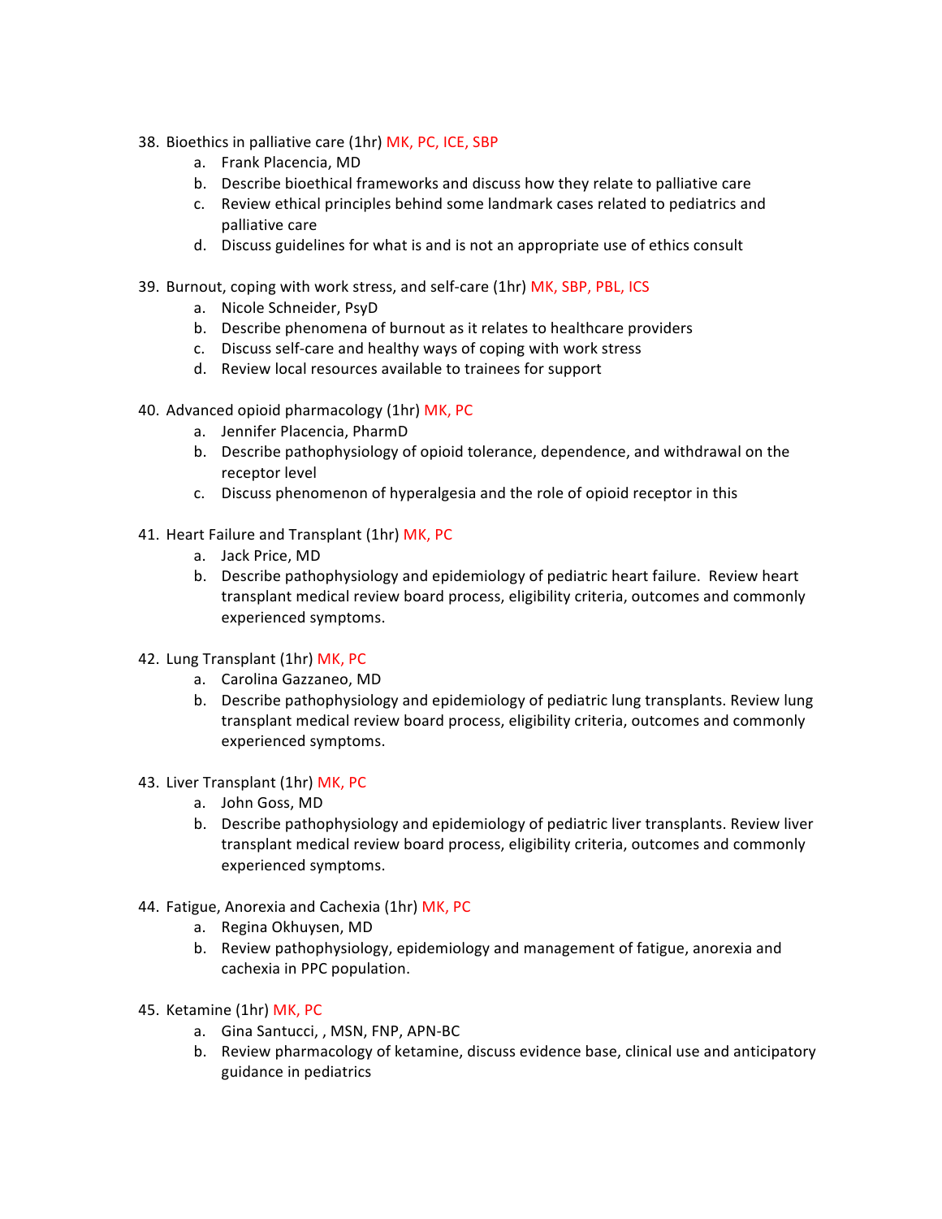38. Bioethics in palliative care (1hr) MK, PC, ICE, SBP
    a. Frank Placencia, MD
    b. Describe bioethical frameworks and discuss how they relate to palliative care
    c. Review ethical principles behind some landmark cases related to pediatrics and palliative care
    d. Discuss guidelines for what is and is not an appropriate use of ethics consult

39. Burnout, coping with work stress, and self-care (1hr) MK, SBP, PBL, ICS
    a. Nicole Schneider, PsyD
    b. Describe phenomena of burnout as it relates to healthcare providers
    c. Discuss self-care and healthy ways of coping with work stress
    d. Review local resources available to trainees for support

40. Advanced opioid pharmacology (1hr) MK, PC
    a. Jennifer Placencia, PharmD
    b. Describe pathophysiology of opioid tolerance, dependence, and withdrawal on the receptor level
    c. Discuss phenomenon of hyperalgesia and the role of opioid receptor in this

41. Heart Failure and Transplant (1hr) MK, PC
    a. Jack Price, MD
    b. Describe pathophysiology and epidemiology of pediatric heart failure. Review heart transplant medical review board process, eligibility criteria, outcomes and commonly experienced symptoms.

42. Lung Transplant (1hr) MK, PC
    a. Carolina Gazzaneo, MD
    b. Describe pathophysiology and epidemiology of pediatric lung transplants. Review lung transplant medical review board process, eligibility criteria, outcomes and commonly experienced symptoms.

43. Liver Transplant (1hr) MK, PC
    a. John Goss, MD
    b. Describe pathophysiology and epidemiology of pediatric liver transplants. Review liver transplant medical review board process, eligibility criteria, outcomes and commonly experienced symptoms.

44. Fatigue, Anorexia and Cachexia (1hr) MK, PC
    a. Regina Okhuysen, MD
    b. Review pathophysiology, epidemiology and management of fatigue, anorexia and cachexia in PPC population.

45. Ketamine (1hr) MK, PC
    a. Gina Santucci, , MSN, FNP, APN-BC
    b. Review pharmacology of ketamine, discuss evidence base, clinical use and anticipatory guidance in pediatrics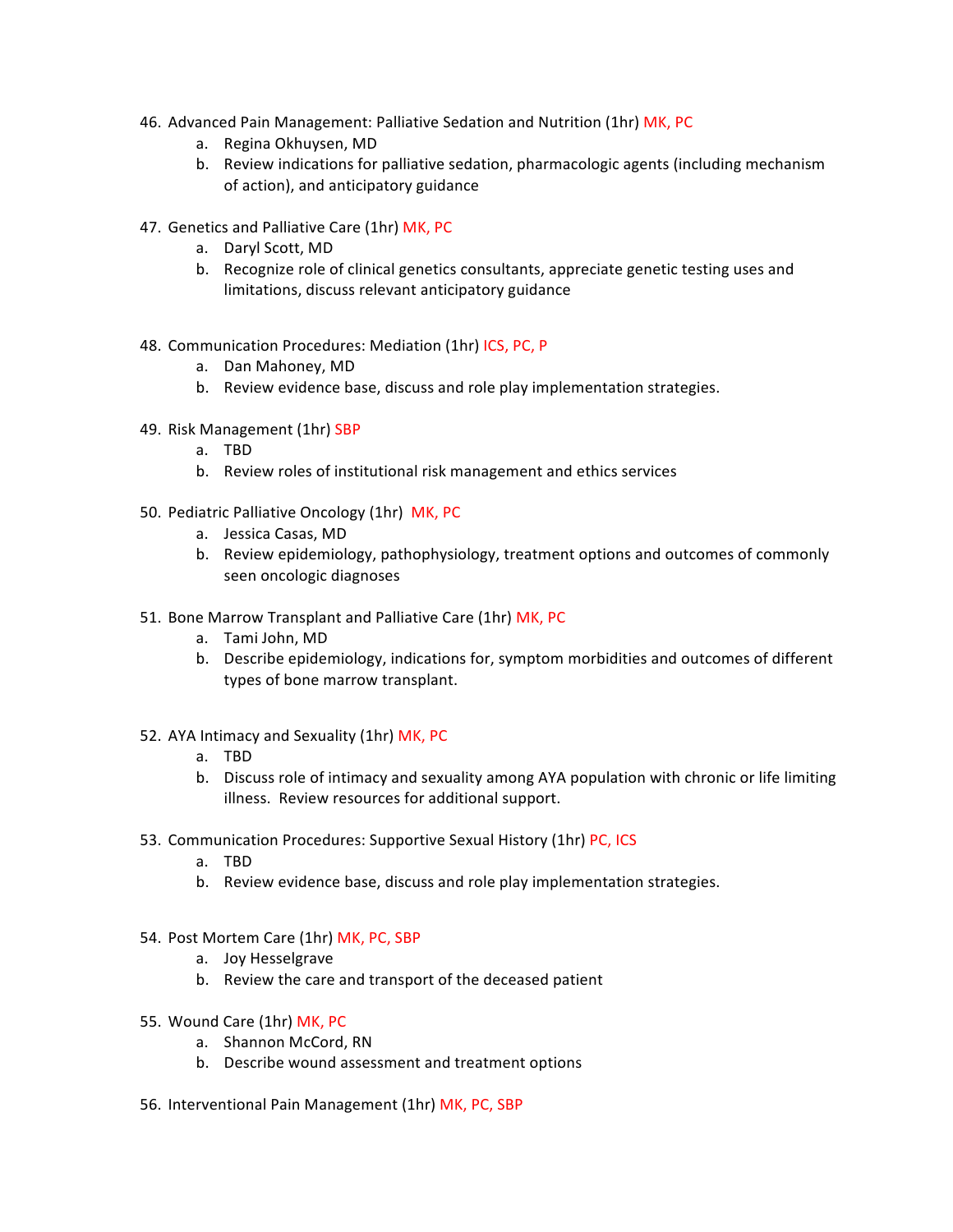46. Advanced Pain Management: Palliative Sedation and Nutrition (1hr) MK, PC
    a. Regina Okhuysen, MD
    b. Review indications for palliative sedation, pharmacologic agents (including mechanism of action), and anticipatory guidance

47. Genetics and Palliative Care (1hr) MK, PC
    a. Daryl Scott, MD
    b. Recognize role of clinical genetics consultants, appreciate genetic testing uses and limitations, discuss relevant anticipatory guidance

48. Communication Procedures: Mediation (1hr) ICS, PC, P
    a. Dan Mahoney, MD
    b. Review evidence base, discuss and role play implementation strategies.

49. Risk Management (1hr) SBP
    a. TBD
    b. Review roles of institutional risk management and ethics services

50. Pediatric Palliative Oncology (1hr) MK, PC
    a. Jessica Casas, MD
    b. Review epidemiology, pathophysiology, treatment options and outcomes of commonly seen oncologic diagnoses

51. Bone Marrow Transplant and Palliative Care (1hr) MK, PC
    a. Tami John, MD
    b. Describe epidemiology, indications for, symptom morbidities and outcomes of different types of bone marrow transplant.

52. AYA Intimacy and Sexuality (1hr) MK, PC
    a. TBD
    b. Discuss role of intimacy and sexuality among AYA population with chronic or life limiting illness. Review resources for additional support.

53. Communication Procedures: Supportive Sexual History (1hr) PC, ICS
    a. TBD
    b. Review evidence base, discuss and role play implementation strategies.

54. Post Mortem Care (1hr) MK, PC, SBP
    a. Joy Hesselgrave
    b. Review the care and transport of the deceased patient

55. Wound Care (1hr) MK, PC
    a. Shannon McCord, RN
    b. Describe wound assessment and treatment options

56. Interventional Pain Management (1hr) MK, PC, SBP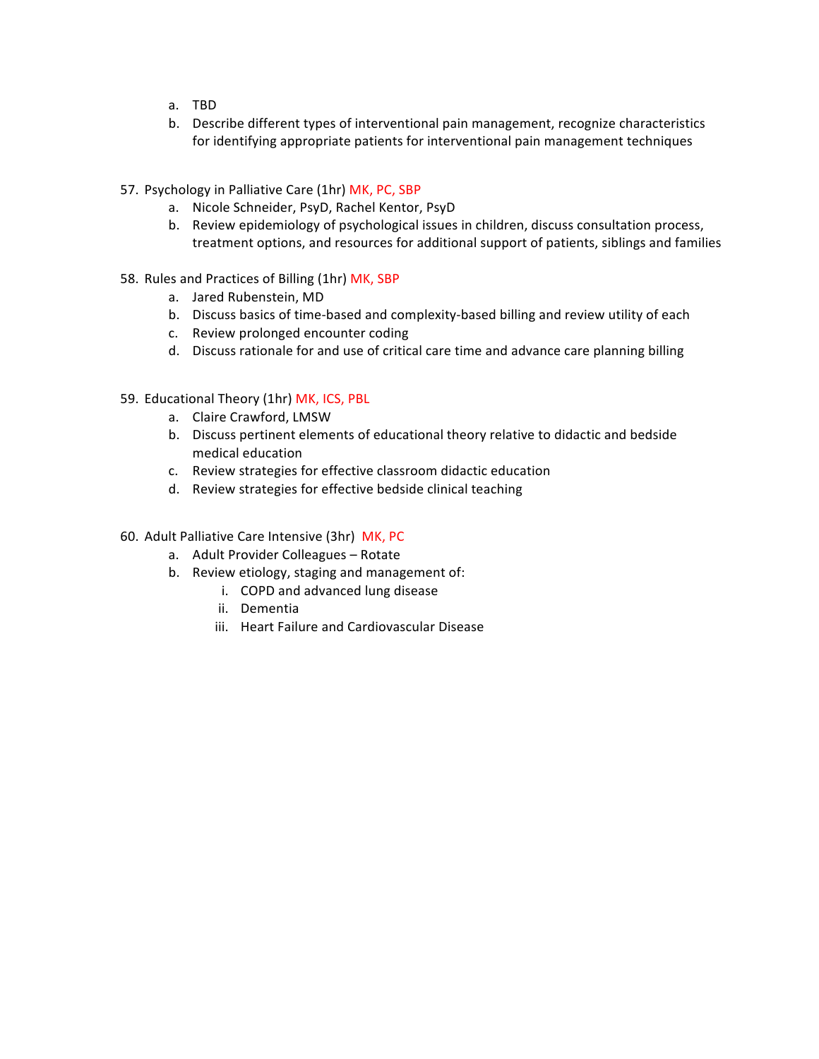a. TBD
   b. Describe different types of interventional pain management, recognize characteristics for identifying appropriate patients for interventional pain management techniques

57. Psychology in Palliative Care (1hr) MK, PC, SBP
    a. Nicole Schneider, PsyD, Rachel Kentor, PsyD
    b. Review epidemiology of psychological issues in children, discuss consultation process, treatment options, and resources for additional support of patients, siblings and families

58. Rules and Practices of Billing (1hr) MK, SBP
    a. Jared Rubenstein, MD
    b. Discuss basics of time-based and complexity-based billing and review utility of each
    c. Review prolonged encounter coding
    d. Discuss rationale for and use of critical care time and advance care planning billing

59. Educational Theory (1hr) MK, ICS, PBL
    a. Claire Crawford, LMSW
    b. Discuss pertinent elements of educational theory relative to didactic and bedside medical education
    c. Review strategies for effective classroom didactic education
    d. Review strategies for effective bedside clinical teaching

60. Adult Palliative Care Intensive (3hr) MK, PC
    a. Adult Provider Colleagues – Rotate
    b. Review etiology, staging and management of:
       i. COPD and advanced lung disease
       ii. Dementia
       iii. Heart Failure and Cardiovascular Disease